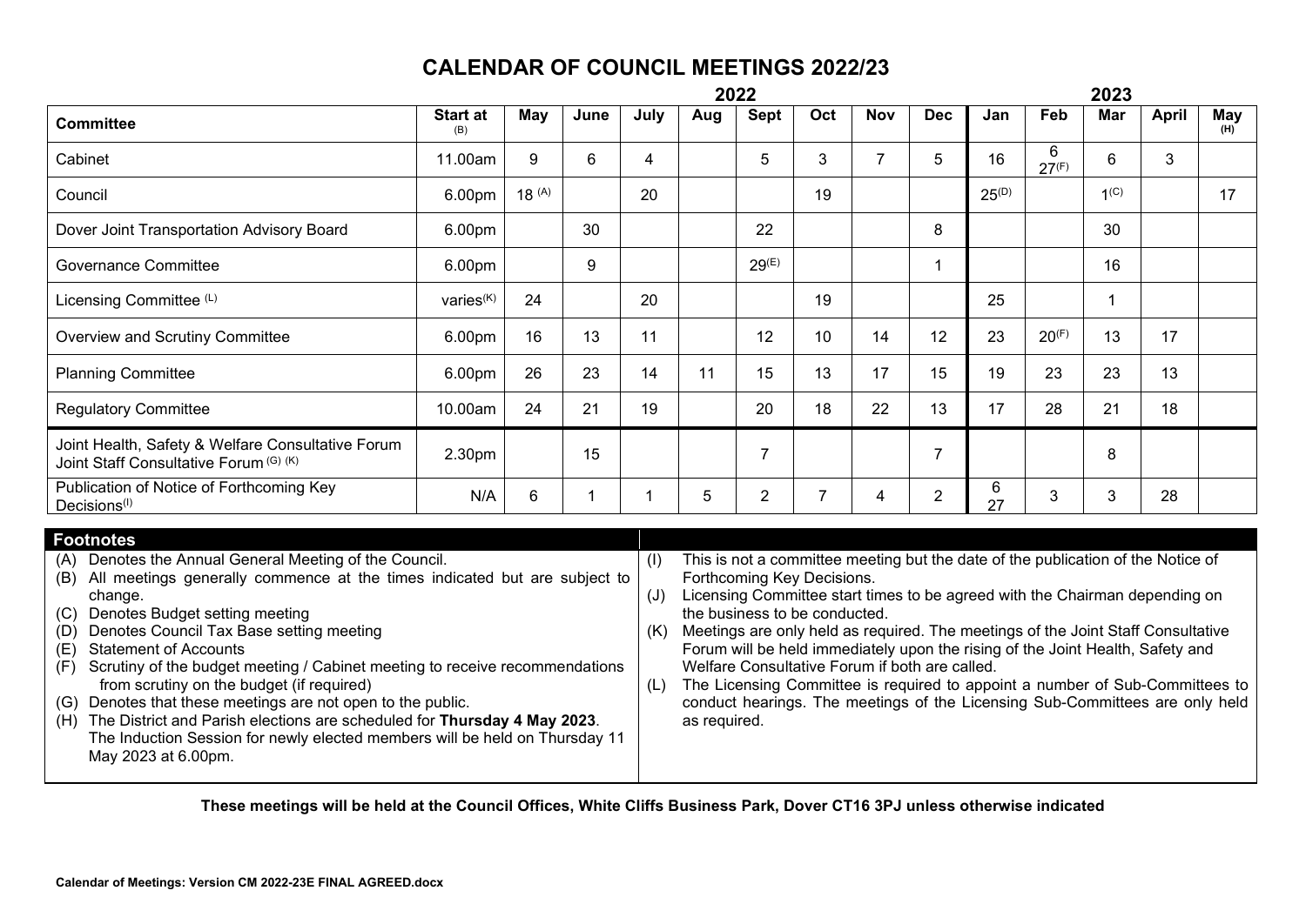# CALENDAR OF COUNCIL MEETINGS 2022/23

| | | 2022 | | | | | | | | 2023 | | | | |
|---|---|---|---|---|---|---|---|---|---|---|---|---|---|---|
| **Committee** | **Start at** (B) | **May** | **June** | **July** | **Aug** | **Sept** | **Oct** | **Nov** | **Dec** | **Jan** | **Feb** | **Mar** | **April** | **May** (H) |
| Cabinet | 11.00am | 9 | 6 | 4 | | 5 | 3 | 7 | 5 | 16 | 6<br>27(F) | 6 | 3 | |
| Council | 6.00pm | 18 (A) | | 20 | | | 19 | | | 25(D) | | 1(C) | | 17 |
| Dover Joint Transportation Advisory Board | 6.00pm | | 30 | | | 22 | | | 8 | | | 30 | | |
| Governance Committee | 6.00pm | | 9 | | | 29(E) | | | 1 | | | 16 | | |
| Licensing Committee (L) | varies(K) | 24 | | 20 | | | 19 | | | 25 | | 1 | | |
| Overview and Scrutiny Committee | 6.00pm | 16 | 13 | 11 | | 12 | 10 | 14 | 12 | 23 | 20(F) | 13 | 17 | |
| Planning Committee | 6.00pm | 26 | 23 | 14 | 11 | 15 | 13 | 17 | 15 | 19 | 23 | 23 | 13 | |
| Regulatory Committee | 10.00am | 24 | 21 | 19 | | 20 | 18 | 22 | 13 | 17 | 28 | 21 | 18 | |
| Joint Health, Safety & Welfare Consultative Forum<br>Joint Staff Consultative Forum (G) (K) | 2.30pm | | 15 | | | 7 | | | 7 | | | 8 | | |
| Publication of Notice of Forthcoming Key Decisions(I) | N/A | 6 | 1 | 1 | 5 | 2 | 7 | 4 | 2 | 6<br>27 | 3 | 3 | 28 | |

## Footnotes

(A) Denotes the Annual General Meeting of the Council.
(B) All meetings generally commence at the times indicated but are subject to change.
(C) Denotes Budget setting meeting
(D) Denotes Council Tax Base setting meeting
(E) Statement of Accounts
(F) Scrutiny of the budget meeting / Cabinet meeting to receive recommendations from scrutiny on the budget (if required)
(G) Denotes that these meetings are not open to the public.
(H) The District and Parish elections are scheduled for **Thursday 4 May 2023**. The Induction Session for newly elected members will be held on Thursday 11 May 2023 at 6.00pm.
(I) This is not a committee meeting but the date of the publication of the Notice of Forthcoming Key Decisions.
(J) Licensing Committee start times to be agreed with the Chairman depending on the business to be conducted.
(K) Meetings are only held as required. The meetings of the Joint Staff Consultative Forum will be held immediately upon the rising of the Joint Health, Safety and Welfare Consultative Forum if both are called.
(L) The Licensing Committee is required to appoint a number of Sub-Committees to conduct hearings. The meetings of the Licensing Sub-Committees are only held as required.

**These meetings will be held at the Council Offices, White Cliffs Business Park, Dover CT16 3PJ unless otherwise indicated**

**Calendar of Meetings: Version CM 2022-23E FINAL AGREED.docx**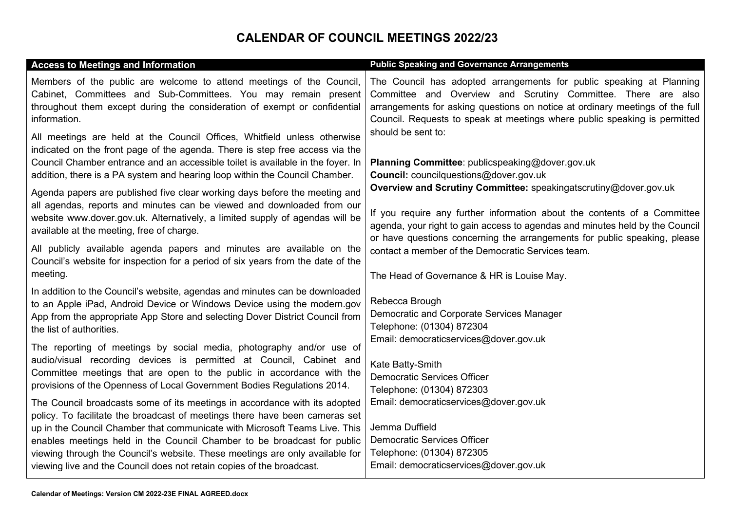# CALENDAR OF COUNCIL MEETINGS 2022/23

## Access to Meetings and Information

Members of the public are welcome to attend meetings of the Council, Cabinet, Committees and Sub-Committees. You may remain present throughout them except during the consideration of exempt or confidential information.

All meetings are held at the Council Offices, Whitfield unless otherwise indicated on the front page of the agenda. There is step free access via the Council Chamber entrance and an accessible toilet is available in the foyer. In addition, there is a PA system and hearing loop within the Council Chamber.

Agenda papers are published five clear working days before the meeting and all agendas, reports and minutes can be viewed and downloaded from our website www.dover.gov.uk. Alternatively, a limited supply of agendas will be available at the meeting, free of charge.

All publicly available agenda papers and minutes are available on the Council's website for inspection for a period of six years from the date of the meeting.

In addition to the Council's website, agendas and minutes can be downloaded to an Apple iPad, Android Device or Windows Device using the modern.gov App from the appropriate App Store and selecting Dover District Council from the list of authorities.

The reporting of meetings by social media, photography and/or use of audio/visual recording devices is permitted at Council, Cabinet and Committee meetings that are open to the public in accordance with the provisions of the Openness of Local Government Bodies Regulations 2014.

The Council broadcasts some of its meetings in accordance with its adopted policy. To facilitate the broadcast of meetings there have been cameras set up in the Council Chamber that communicate with Microsoft Teams Live. This enables meetings held in the Council Chamber to be broadcast for public viewing through the Council's website. These meetings are only available for viewing live and the Council does not retain copies of the broadcast.

## Public Speaking and Governance Arrangements

The Council has adopted arrangements for public speaking at Planning Committee and Overview and Scrutiny Committee. There are also arrangements for asking questions on notice at ordinary meetings of the full Council. Requests to speak at meetings where public speaking is permitted should be sent to:

**Planning Committee**: publicspeaking@dover.gov.uk
**Council:** councilquestions@dover.gov.uk
**Overview and Scrutiny Committee:** speakingatscrutiny@dover.gov.uk

If you require any further information about the contents of a Committee agenda, your right to gain access to agendas and minutes held by the Council or have questions concerning the arrangements for public speaking, please contact a member of the Democratic Services team.

The Head of Governance & HR is Louise May.

Rebecca Brough
Democratic and Corporate Services Manager
Telephone: (01304) 872304
Email: democraticservices@dover.gov.uk

Kate Batty-Smith
Democratic Services Officer
Telephone: (01304) 872303
Email: democraticservices@dover.gov.uk

Jemma Duffield
Democratic Services Officer
Telephone: (01304) 872305
Email: democraticservices@dover.gov.uk

**Calendar of Meetings: Version CM 2022-23E FINAL AGREED.docx**